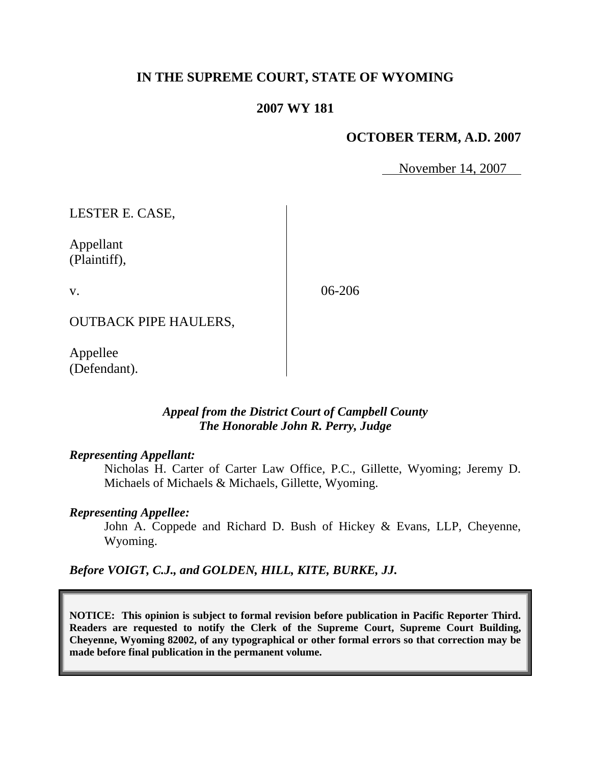# IN THE SUPREME COURT, STATE OF WYOMING

## 2007 WY 181

**OCTOBER TERM, A.D. 2007**

November 14, 2007

| | |
|---|---|
| LESTER E. CASE,<br><br>Appellant<br>(Plaintiff),<br><br>v.<br><br>OUTBACK PIPE HAULERS,<br><br>Appellee<br>(Defendant). | 06-206 |

***Appeal from the District Court of Campbell County***
***The Honorable John R. Perry, Judge***

***Representing Appellant:***

Nicholas H. Carter of Carter Law Office, P.C., Gillette, Wyoming; Jeremy D. Michaels of Michaels & Michaels, Gillette, Wyoming.

***Representing Appellee:***

John A. Coppede and Richard D. Bush of Hickey & Evans, LLP, Cheyenne, Wyoming.

***Before VOIGT, C.J., and GOLDEN, HILL, KITE, BURKE, JJ.***

**NOTICE: This opinion is subject to formal revision before publication in Pacific Reporter Third. Readers are requested to notify the Clerk of the Supreme Court, Supreme Court Building, Cheyenne, Wyoming 82002, of any typographical or other formal errors so that correction may be made before final publication in the permanent volume.**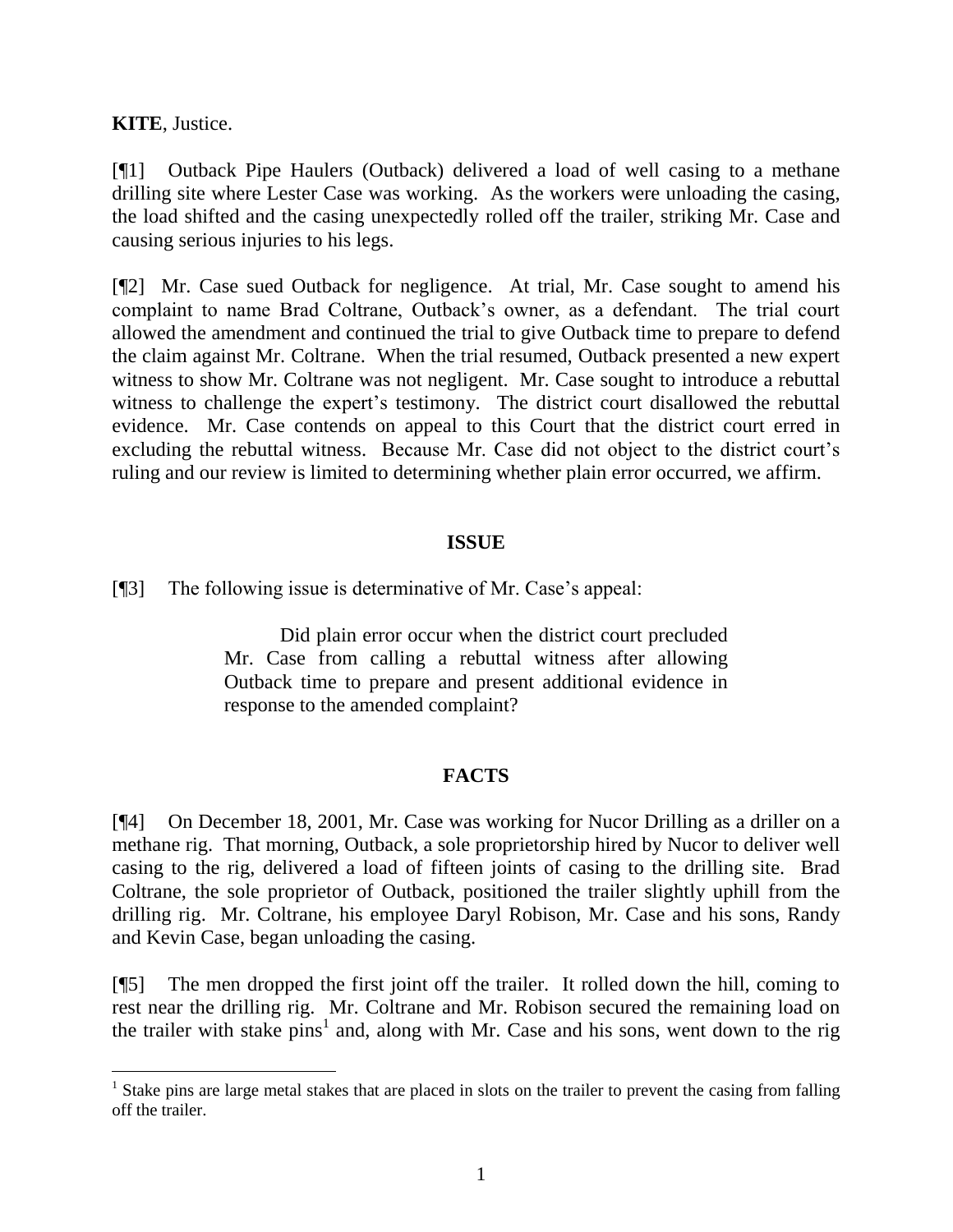**KITE**, Justice.

[¶1] Outback Pipe Haulers (Outback) delivered a load of well casing to a methane drilling site where Lester Case was working. As the workers were unloading the casing, the load shifted and the casing unexpectedly rolled off the trailer, striking Mr. Case and causing serious injuries to his legs.

[¶2] Mr. Case sued Outback for negligence. At trial, Mr. Case sought to amend his complaint to name Brad Coltrane, Outback's owner, as a defendant. The trial court allowed the amendment and continued the trial to give Outback time to prepare to defend the claim against Mr. Coltrane. When the trial resumed, Outback presented a new expert witness to show Mr. Coltrane was not negligent. Mr. Case sought to introduce a rebuttal witness to challenge the expert's testimony. The district court disallowed the rebuttal evidence. Mr. Case contends on appeal to this Court that the district court erred in excluding the rebuttal witness. Because Mr. Case did not object to the district court's ruling and our review is limited to determining whether plain error occurred, we affirm.

## ISSUE

[¶3] The following issue is determinative of Mr. Case's appeal:

> Did plain error occur when the district court precluded Mr. Case from calling a rebuttal witness after allowing Outback time to prepare and present additional evidence in response to the amended complaint?

## FACTS

[¶4] On December 18, 2001, Mr. Case was working for Nucor Drilling as a driller on a methane rig. That morning, Outback, a sole proprietorship hired by Nucor to deliver well casing to the rig, delivered a load of fifteen joints of casing to the drilling site. Brad Coltrane, the sole proprietor of Outback, positioned the trailer slightly uphill from the drilling rig. Mr. Coltrane, his employee Daryl Robison, Mr. Case and his sons, Randy and Kevin Case, began unloading the casing.

[¶5] The men dropped the first joint off the trailer. It rolled down the hill, coming to rest near the drilling rig. Mr. Coltrane and Mr. Robison secured the remaining load on the trailer with stake pins[1] and, along with Mr. Case and his sons, went down to the rig

[1] Stake pins are large metal stakes that are placed in slots on the trailer to prevent the casing from falling off the trailer.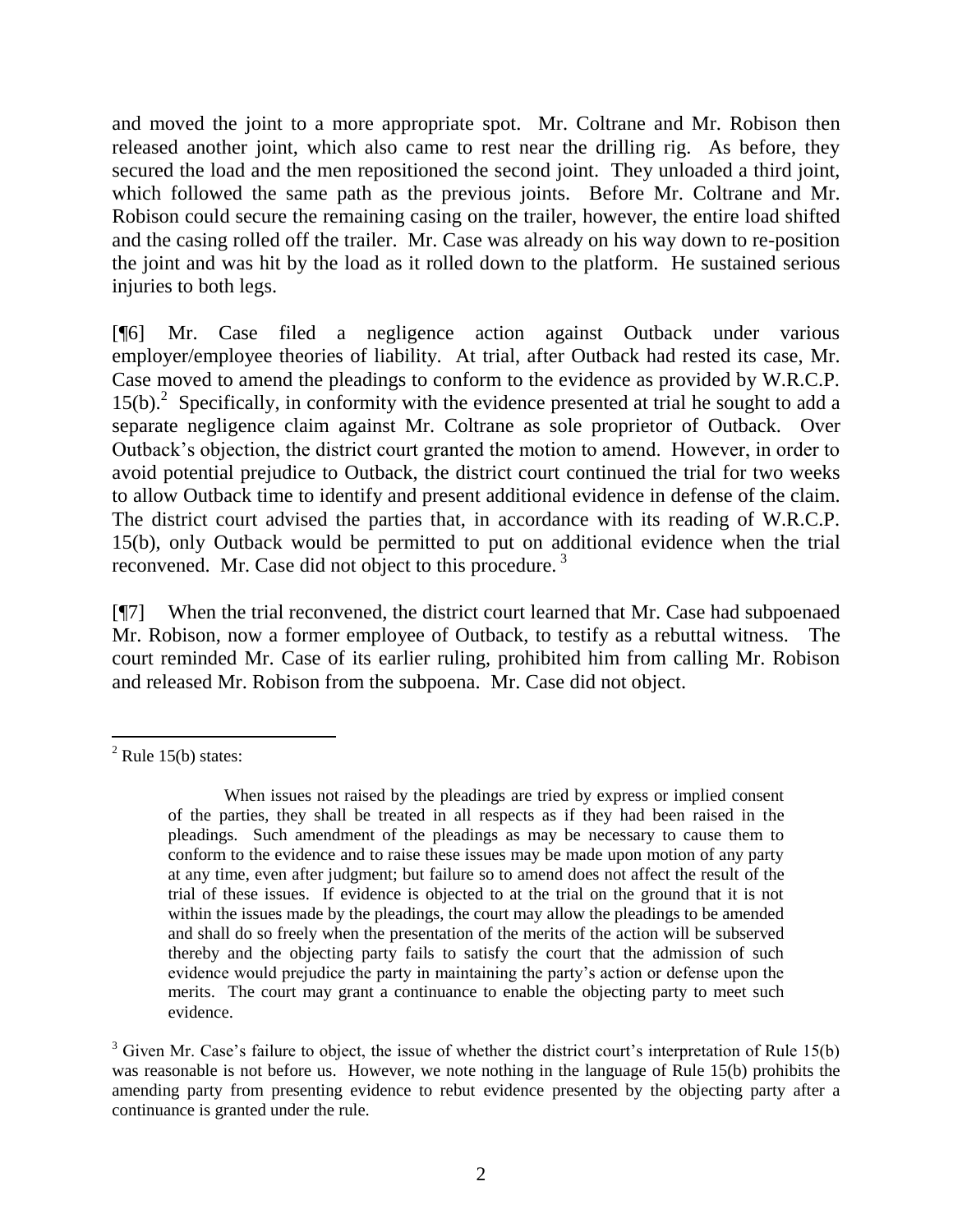and moved the joint to a more appropriate spot. Mr. Coltrane and Mr. Robison then released another joint, which also came to rest near the drilling rig. As before, they secured the load and the men repositioned the second joint. They unloaded a third joint, which followed the same path as the previous joints. Before Mr. Coltrane and Mr. Robison could secure the remaining casing on the trailer, however, the entire load shifted and the casing rolled off the trailer. Mr. Case was already on his way down to re-position the joint and was hit by the load as it rolled down to the platform. He sustained serious injuries to both legs.

[¶6] Mr. Case filed a negligence action against Outback under various employer/employee theories of liability. At trial, after Outback had rested its case, Mr. Case moved to amend the pleadings to conform to the evidence as provided by W.R.C.P. 15(b).[2] Specifically, in conformity with the evidence presented at trial he sought to add a separate negligence claim against Mr. Coltrane as sole proprietor of Outback. Over Outback's objection, the district court granted the motion to amend. However, in order to avoid potential prejudice to Outback, the district court continued the trial for two weeks to allow Outback time to identify and present additional evidence in defense of the claim. The district court advised the parties that, in accordance with its reading of W.R.C.P. 15(b), only Outback would be permitted to put on additional evidence when the trial reconvened. Mr. Case did not object to this procedure.[3]

[¶7] When the trial reconvened, the district court learned that Mr. Case had subpoenaed Mr. Robison, now a former employee of Outback, to testify as a rebuttal witness. The court reminded Mr. Case of its earlier ruling, prohibited him from calling Mr. Robison and released Mr. Robison from the subpoena. Mr. Case did not object.

---

[2] Rule 15(b) states:

> When issues not raised by the pleadings are tried by express or implied consent of the parties, they shall be treated in all respects as if they had been raised in the pleadings. Such amendment of the pleadings as may be necessary to cause them to conform to the evidence and to raise these issues may be made upon motion of any party at any time, even after judgment; but failure so to amend does not affect the result of the trial of these issues. If evidence is objected to at the trial on the ground that it is not within the issues made by the pleadings, the court may allow the pleadings to be amended and shall do so freely when the presentation of the merits of the action will be subserved thereby and the objecting party fails to satisfy the court that the admission of such evidence would prejudice the party in maintaining the party's action or defense upon the merits. The court may grant a continuance to enable the objecting party to meet such evidence.

[3] Given Mr. Case's failure to object, the issue of whether the district court's interpretation of Rule 15(b) was reasonable is not before us. However, we note nothing in the language of Rule 15(b) prohibits the amending party from presenting evidence to rebut evidence presented by the objecting party after a continuance is granted under the rule.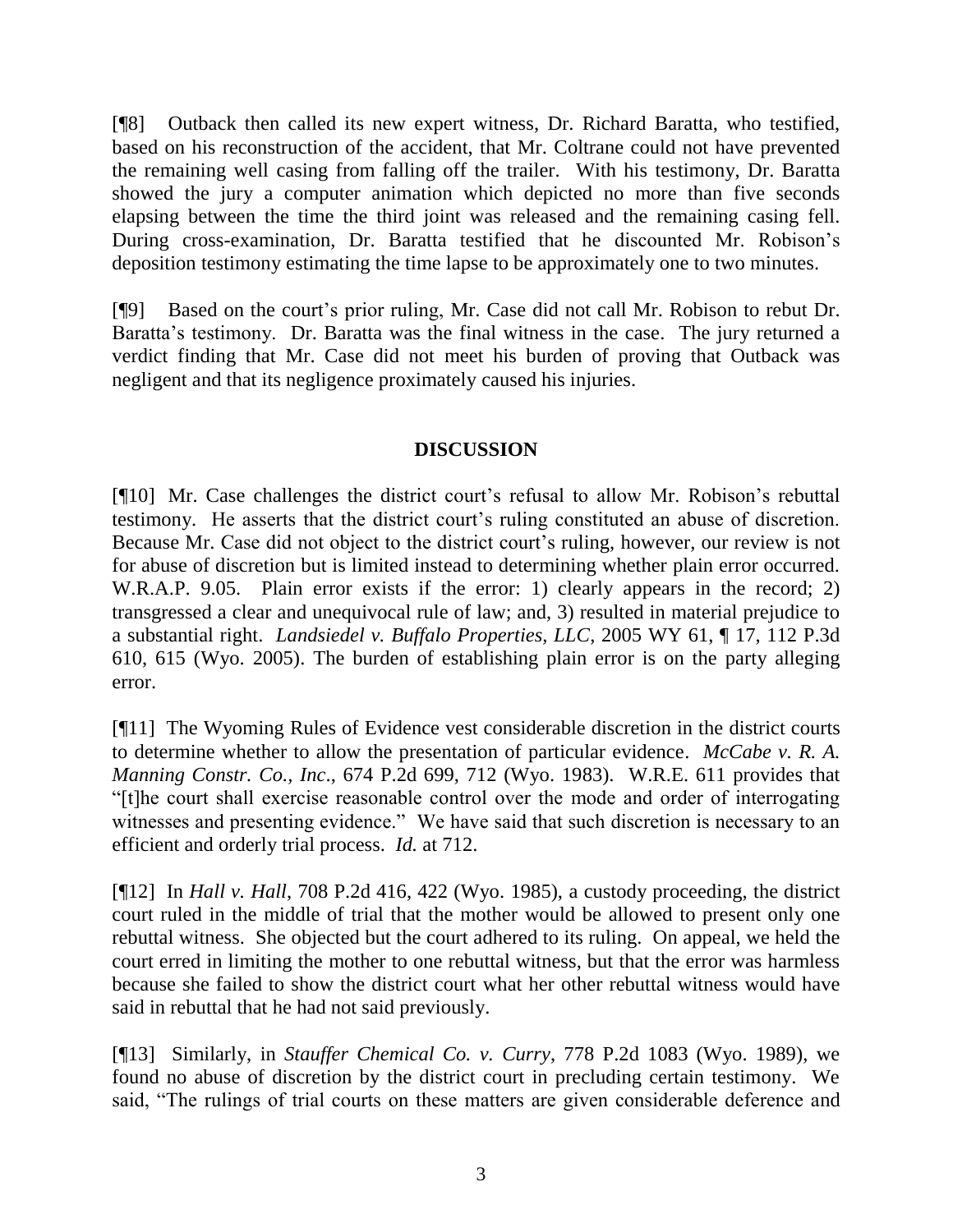[¶8] Outback then called its new expert witness, Dr. Richard Baratta, who testified, based on his reconstruction of the accident, that Mr. Coltrane could not have prevented the remaining well casing from falling off the trailer. With his testimony, Dr. Baratta showed the jury a computer animation which depicted no more than five seconds elapsing between the time the third joint was released and the remaining casing fell. During cross-examination, Dr. Baratta testified that he discounted Mr. Robison's deposition testimony estimating the time lapse to be approximately one to two minutes.

[¶9] Based on the court's prior ruling, Mr. Case did not call Mr. Robison to rebut Dr. Baratta's testimony. Dr. Baratta was the final witness in the case. The jury returned a verdict finding that Mr. Case did not meet his burden of proving that Outback was negligent and that its negligence proximately caused his injuries.

## DISCUSSION

[¶10] Mr. Case challenges the district court's refusal to allow Mr. Robison's rebuttal testimony. He asserts that the district court's ruling constituted an abuse of discretion. Because Mr. Case did not object to the district court's ruling, however, our review is not for abuse of discretion but is limited instead to determining whether plain error occurred. W.R.A.P. 9.05. Plain error exists if the error: 1) clearly appears in the record; 2) transgressed a clear and unequivocal rule of law; and, 3) resulted in material prejudice to a substantial right. *Landsiedel v. Buffalo Properties, LLC*, 2005 WY 61, ¶ 17, 112 P.3d 610, 615 (Wyo. 2005). The burden of establishing plain error is on the party alleging error.

[¶11] The Wyoming Rules of Evidence vest considerable discretion in the district courts to determine whether to allow the presentation of particular evidence. *McCabe v. R. A. Manning Constr. Co., Inc*., 674 P.2d 699, 712 (Wyo. 1983). W.R.E. 611 provides that "[t]he court shall exercise reasonable control over the mode and order of interrogating witnesses and presenting evidence." We have said that such discretion is necessary to an efficient and orderly trial process. *Id.* at 712.

[¶12] In *Hall v. Hall*, 708 P.2d 416, 422 (Wyo. 1985), a custody proceeding, the district court ruled in the middle of trial that the mother would be allowed to present only one rebuttal witness. She objected but the court adhered to its ruling. On appeal, we held the court erred in limiting the mother to one rebuttal witness, but that the error was harmless because she failed to show the district court what her other rebuttal witness would have said in rebuttal that he had not said previously.

[¶13] Similarly, in *Stauffer Chemical Co. v. Curry*, 778 P.2d 1083 (Wyo. 1989), we found no abuse of discretion by the district court in precluding certain testimony. We said, "The rulings of trial courts on these matters are given considerable deference and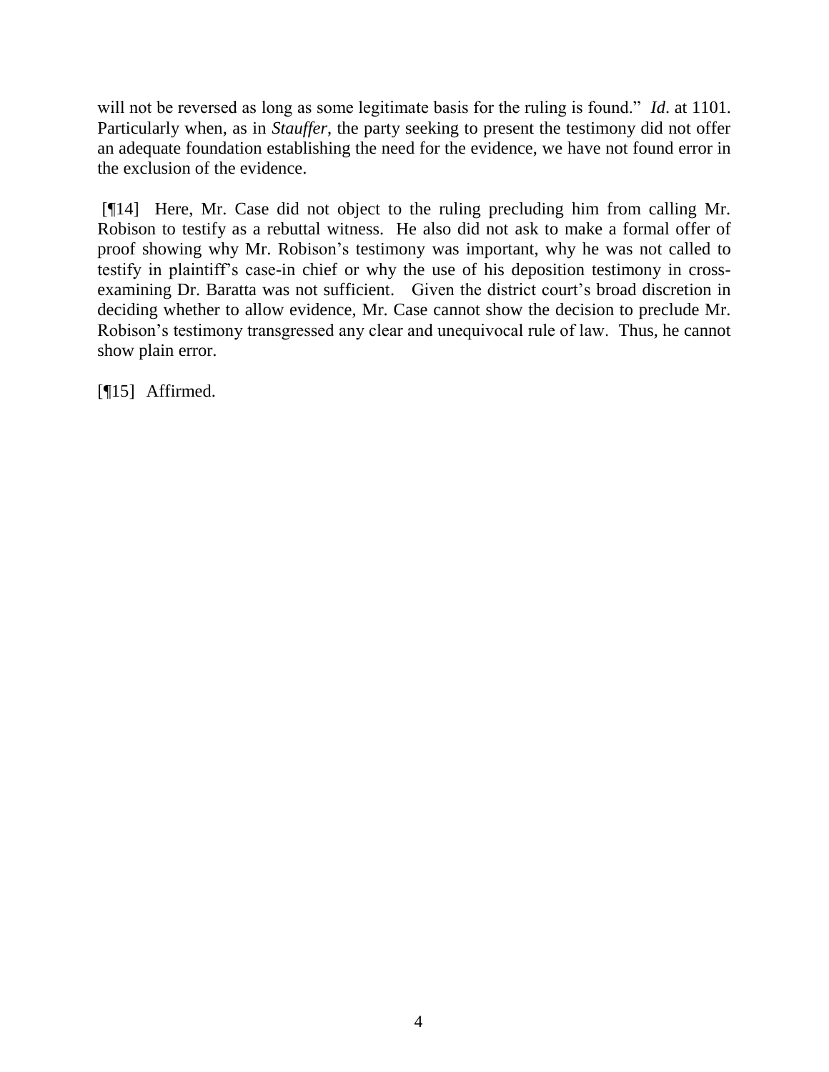will not be reversed as long as some legitimate basis for the ruling is found." *Id*. at 1101. Particularly when, as in *Stauffer*, the party seeking to present the testimony did not offer an adequate foundation establishing the need for the evidence, we have not found error in the exclusion of the evidence.

[¶14] Here, Mr. Case did not object to the ruling precluding him from calling Mr. Robison to testify as a rebuttal witness. He also did not ask to make a formal offer of proof showing why Mr. Robison's testimony was important, why he was not called to testify in plaintiff's case-in chief or why the use of his deposition testimony in cross-examining Dr. Baratta was not sufficient. Given the district court's broad discretion in deciding whether to allow evidence, Mr. Case cannot show the decision to preclude Mr. Robison's testimony transgressed any clear and unequivocal rule of law. Thus, he cannot show plain error.

[¶15] Affirmed.